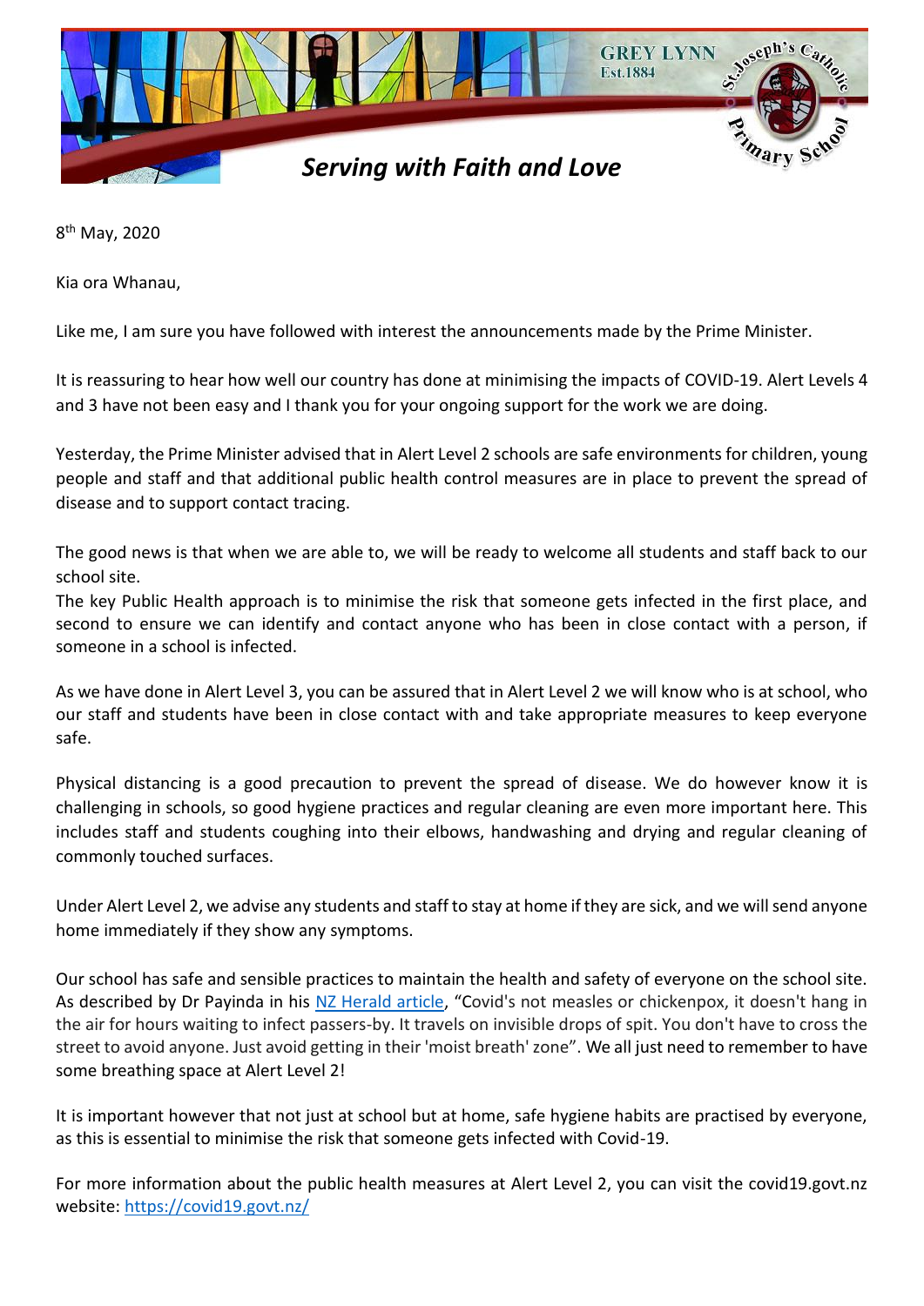GREY LYNN
Est.1884

St. Joseph's Catholic Primary School

*Serving with Faith and Love*

8th May, 2020

Kia ora Whanau,

Like me, I am sure you have followed with interest the announcements made by the Prime Minister.

It is reassuring to hear how well our country has done at minimising the impacts of COVID-19. Alert Levels 4 and 3 have not been easy and I thank you for your ongoing support for the work we are doing.

Yesterday, the Prime Minister advised that in Alert Level 2 schools are safe environments for children, young people and staff and that additional public health control measures are in place to prevent the spread of disease and to support contact tracing.

The good news is that when we are able to, we will be ready to welcome all students and staff back to our school site.
The key Public Health approach is to minimise the risk that someone gets infected in the first place, and second to ensure we can identify and contact anyone who has been in close contact with a person, if someone in a school is infected.

As we have done in Alert Level 3, you can be assured that in Alert Level 2 we will know who is at school, who our staff and students have been in close contact with and take appropriate measures to keep everyone safe.

Physical distancing is a good precaution to prevent the spread of disease. We do however know it is challenging in schools, so good hygiene practices and regular cleaning are even more important here. This includes staff and students coughing into their elbows, handwashing and drying and regular cleaning of commonly touched surfaces.

Under Alert Level 2, we advise any students and staff to stay at home if they are sick, and we will send anyone home immediately if they show any symptoms.

Our school has safe and sensible practices to maintain the health and safety of everyone on the school site. As described by Dr Payinda in his NZ Herald article, "Covid's not measles or chickenpox, it doesn't hang in the air for hours waiting to infect passers-by. It travels on invisible drops of spit. You don't have to cross the street to avoid anyone. Just avoid getting in their 'moist breath' zone". We all just need to remember to have some breathing space at Alert Level 2!

It is important however that not just at school but at home, safe hygiene habits are practised by everyone, as this is essential to minimise the risk that someone gets infected with Covid-19.

For more information about the public health measures at Alert Level 2, you can visit the covid19.govt.nz website: https://covid19.govt.nz/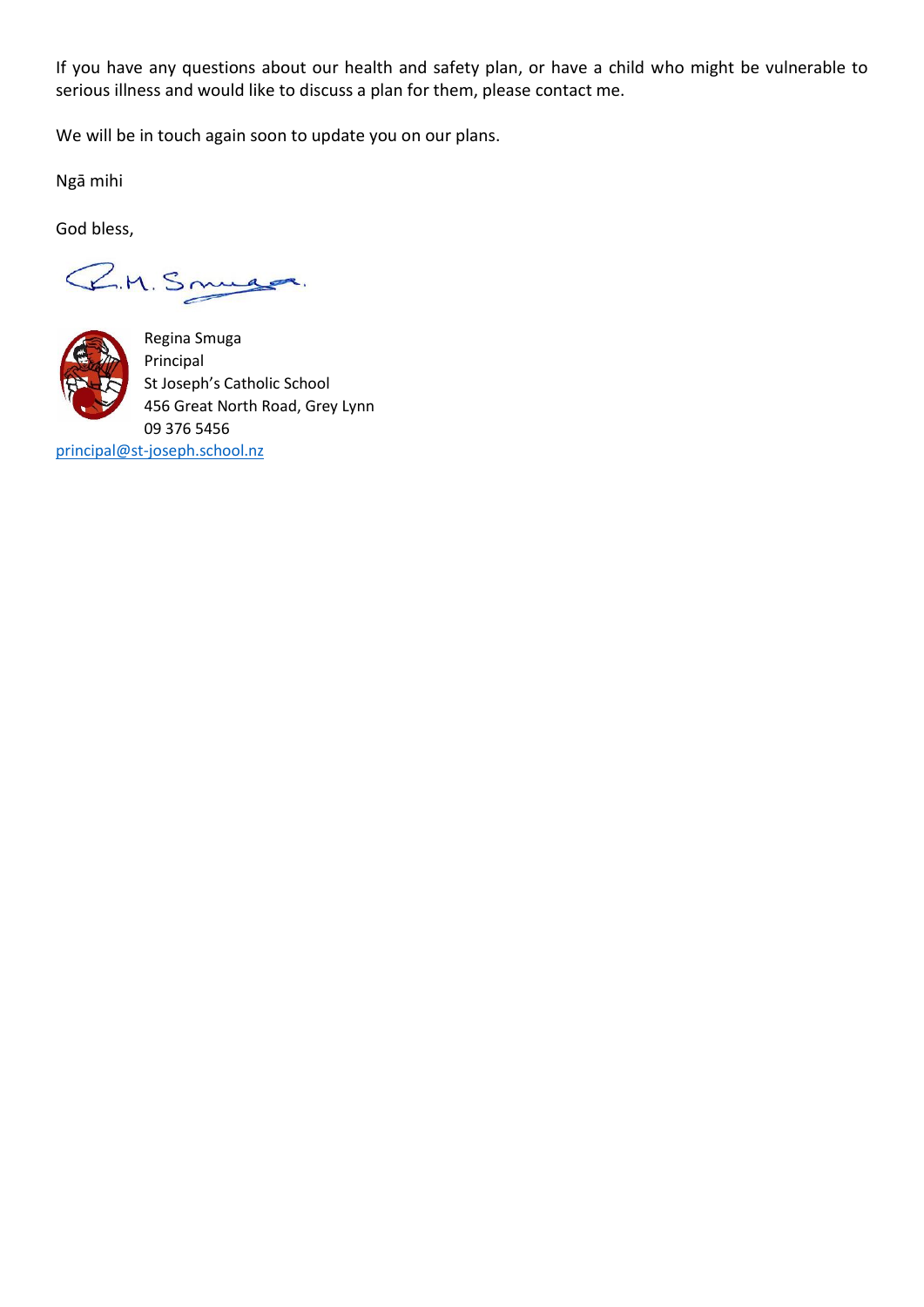If you have any questions about our health and safety plan, or have a child who might be vulnerable to serious illness and would like to discuss a plan for them, please contact me.

We will be in touch again soon to update you on our plans.

Ngā mihi

God bless,

Regina Smuga
Principal
St Joseph's Catholic School
456 Great North Road, Grey Lynn
09 376 5456
principal@st-joseph.school.nz